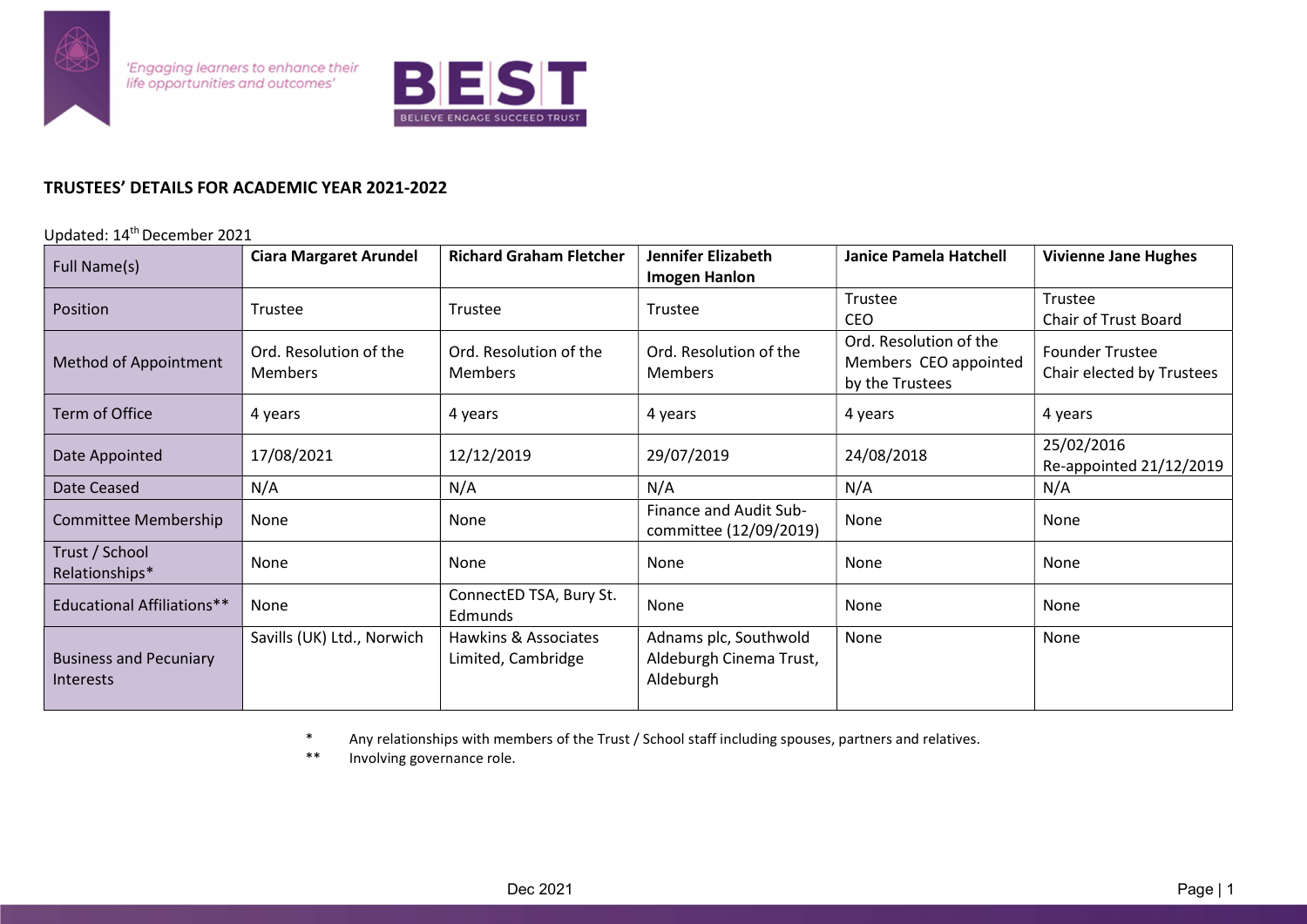'Engaging learners to enhance their life opportunities and outcomes'

BEST
BELIEVE ENGAGE SUCCEED TRUST

## TRUSTEES' DETAILS FOR ACADEMIC YEAR 2021-2022

Updated: 14th December 2021

| Full Name(s) | Ciara Margaret Arundel | Richard Graham Fletcher | Jennifer Elizabeth Imogen Hanlon | Janice Pamela Hatchell | Vivienne Jane Hughes |
|---|---|---|---|---|---|
| Position | Trustee | Trustee | Trustee | Trustee<br>CEO | Trustee<br>Chair of Trust Board |
| Method of Appointment | Ord. Resolution of the Members | Ord. Resolution of the Members | Ord. Resolution of the Members | Ord. Resolution of the Members CEO appointed by the Trustees | Founder Trustee<br>Chair elected by Trustees |
| Term of Office | 4 years | 4 years | 4 years | 4 years | 4 years |
| Date Appointed | 17/08/2021 | 12/12/2019 | 29/07/2019 | 24/08/2018 | 25/02/2016<br>Re-appointed 21/12/2019 |
| Date Ceased | N/A | N/A | N/A | N/A | N/A |
| Committee Membership | None | None | Finance and Audit Sub-committee (12/09/2019) | None | None |
| Trust / School Relationships* | None | None | None | None | None |
| Educational Affiliations** | None | ConnectED TSA, Bury St. Edmunds | None | None | None |
| Business and Pecuniary Interests | Savills (UK) Ltd., Norwich | Hawkins & Associates Limited, Cambridge | Adnams plc, Southwold<br>Aldeburgh Cinema Trust, Aldeburgh | None | None |

\* Any relationships with members of the Trust / School staff including spouses, partners and relatives.

\*\* Involving governance role.

Dec 2021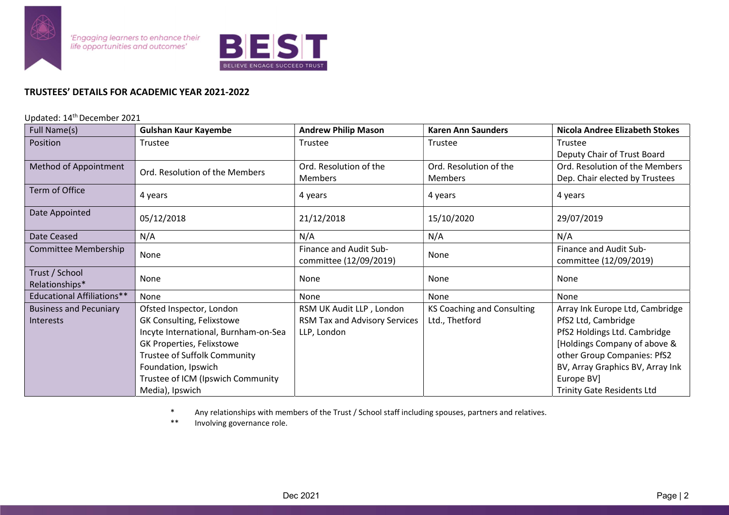'Engaging learners to enhance their life opportunities and outcomes'

BEST
BELIEVE ENGAGE SUCCEED TRUST

**TRUSTEES' DETAILS FOR ACADEMIC YEAR 2021-2022**

Updated: 14th December 2021

| Full Name(s) | **Gulshan Kaur Kayembe** | **Andrew Philip Mason** | **Karen Ann Saunders** | **Nicola Andree Elizabeth Stokes** |
|---|---|---|---|---|
| Position | Trustee | Trustee | Trustee | Trustee<br>Deputy Chair of Trust Board |
| Method of Appointment | Ord. Resolution of the Members | Ord. Resolution of the Members | Ord. Resolution of the Members | Ord. Resolution of the Members<br>Dep. Chair elected by Trustees |
| Term of Office | 4 years | 4 years | 4 years | 4 years |
| Date Appointed | 05/12/2018 | 21/12/2018 | 15/10/2020 | 29/07/2019 |
| Date Ceased | N/A | N/A | N/A | N/A |
| Committee Membership | None | Finance and Audit Sub-committee (12/09/2019) | None | Finance and Audit Sub-committee (12/09/2019) |
| Trust / School Relationships* | None | None | None | None |
| Educational Affiliations** | None | None | None | None |
| Business and Pecuniary Interests | Ofsted Inspector, London<br>GK Consulting, Felixstowe<br>Incyte International, Burnham-on-Sea<br>GK Properties, Felixstowe<br>Trustee of Suffolk Community Foundation, Ipswich<br>Trustee of ICM (Ipswich Community Media), Ipswich | RSM UK Audit LLP , London<br>RSM Tax and Advisory Services LLP, London | KS Coaching and Consulting Ltd., Thetford | Array Ink Europe Ltd, Cambridge<br>PfS2 Ltd, Cambridge<br>PfS2 Holdings Ltd. Cambridge<br>[Holdings Company of above & other Group Companies: PfS2 BV, Array Graphics BV, Array Ink Europe BV]<br>Trinity Gate Residents Ltd |

\* Any relationships with members of the Trust / School staff including spouses, partners and relatives.

\*\* Involving governance role.